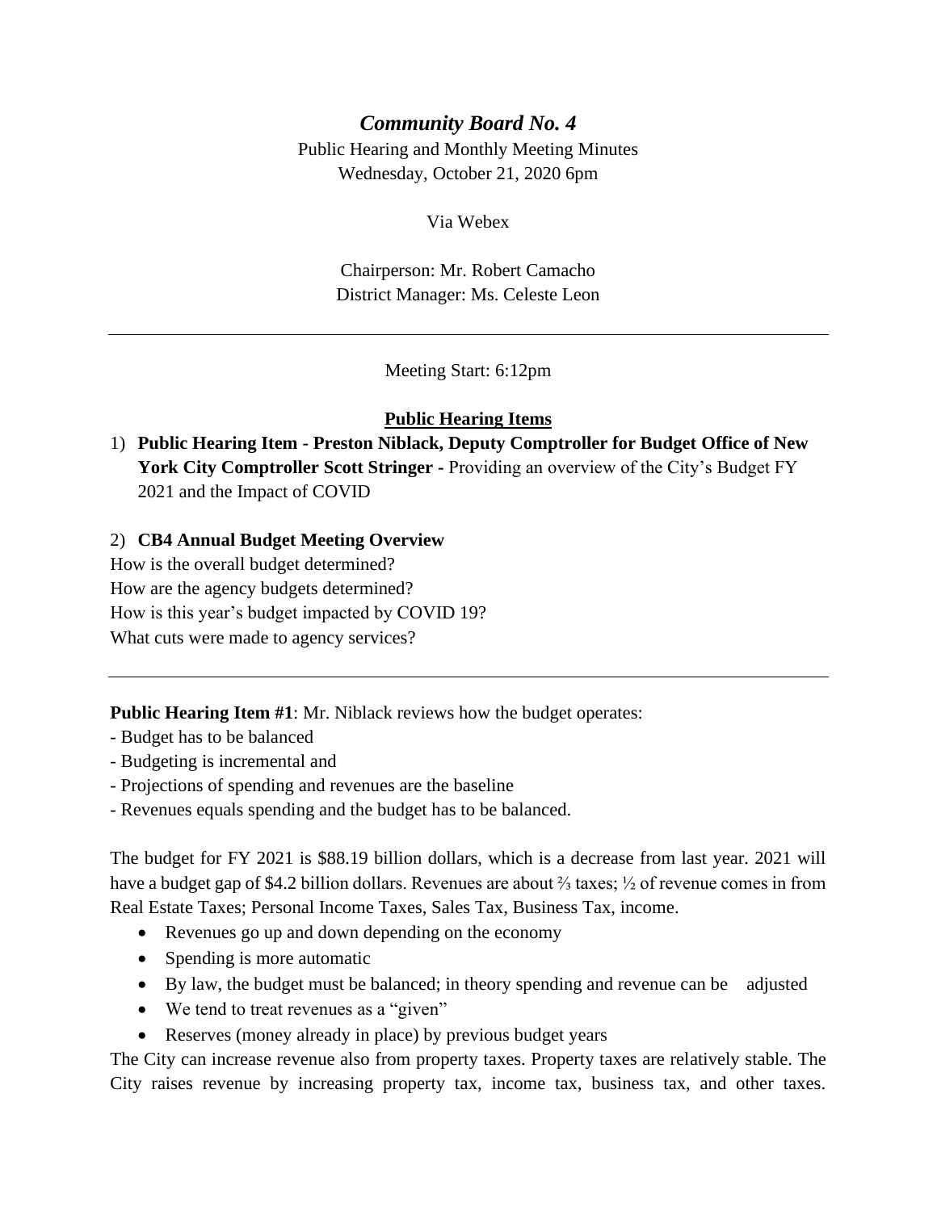# *Community Board No. 4*

Public Hearing and Monthly Meeting Minutes
Wednesday, October 21, 2020 6pm

Via Webex

Chairperson: Mr. Robert Camacho
District Manager: Ms. Celeste Leon

---

Meeting Start: 6:12pm

## Public Hearing Items

1) **Public Hearing Item - Preston Niblack, Deputy Comptroller for Budget Office of New York City Comptroller Scott Stringer -** Providing an overview of the City's Budget FY 2021 and the Impact of COVID

2) **CB4 Annual Budget Meeting Overview**
How is the overall budget determined?
How are the agency budgets determined?
How is this year's budget impacted by COVID 19?
What cuts were made to agency services?

---

**Public Hearing Item #1**: Mr. Niblack reviews how the budget operates:
- Budget has to be balanced
- Budgeting is incremental and
- Projections of spending and revenues are the baseline
- Revenues equals spending and the budget has to be balanced.

The budget for FY 2021 is $88.19 billion dollars, which is a decrease from last year. 2021 will have a budget gap of $4.2 billion dollars. Revenues are about ⅔ taxes; ½ of revenue comes in from Real Estate Taxes; Personal Income Taxes, Sales Tax, Business Tax, income.

- Revenues go up and down depending on the economy
- Spending is more automatic
- By law, the budget must be balanced; in theory spending and revenue can be adjusted
- We tend to treat revenues as a "given"
- Reserves (money already in place) by previous budget years

The City can increase revenue also from property taxes. Property taxes are relatively stable. The City raises revenue by increasing property tax, income tax, business tax, and other taxes.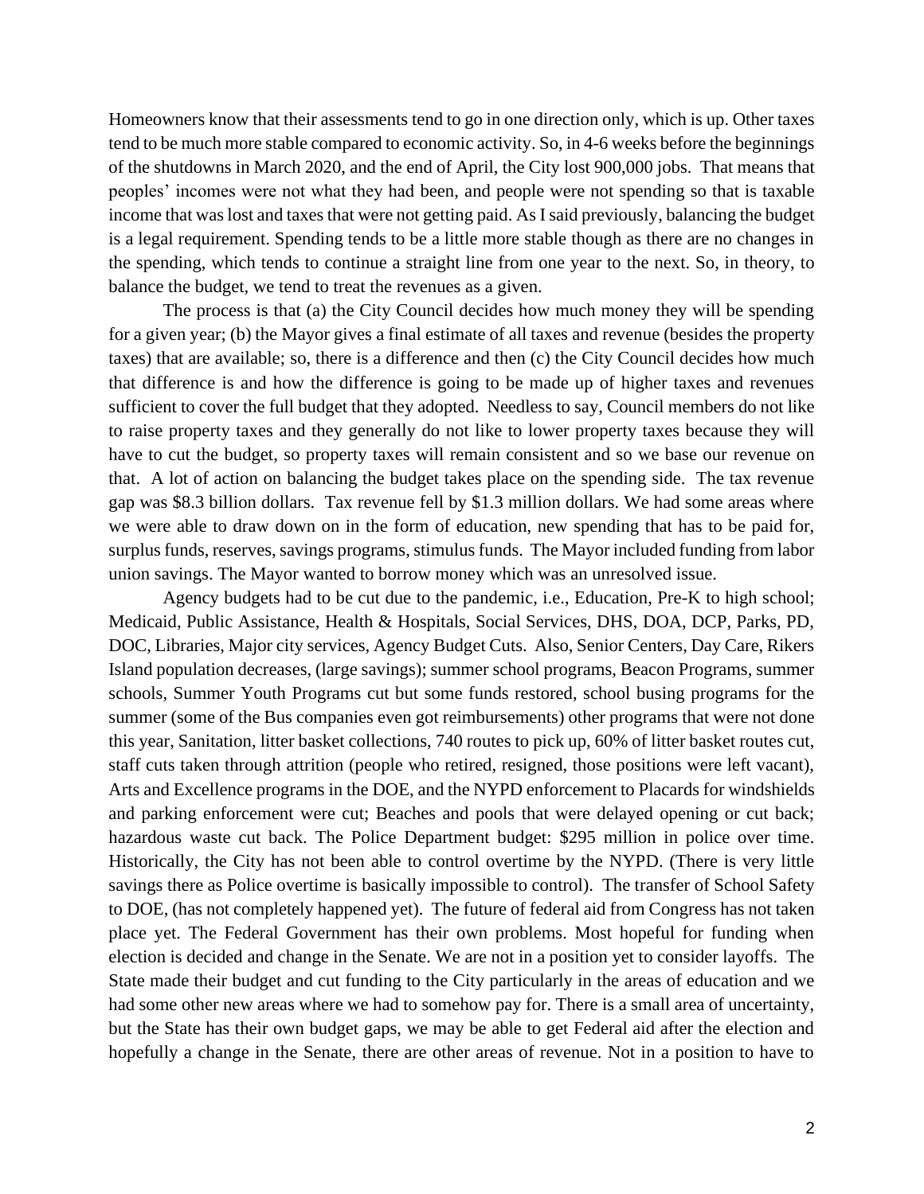Homeowners know that their assessments tend to go in one direction only, which is up. Other taxes tend to be much more stable compared to economic activity. So, in 4-6 weeks before the beginnings of the shutdowns in March 2020, and the end of April, the City lost 900,000 jobs. That means that peoples' incomes were not what they had been, and people were not spending so that is taxable income that was lost and taxes that were not getting paid. As I said previously, balancing the budget is a legal requirement. Spending tends to be a little more stable though as there are no changes in the spending, which tends to continue a straight line from one year to the next. So, in theory, to balance the budget, we tend to treat the revenues as a given.

The process is that (a) the City Council decides how much money they will be spending for a given year; (b) the Mayor gives a final estimate of all taxes and revenue (besides the property taxes) that are available; so, there is a difference and then (c) the City Council decides how much that difference is and how the difference is going to be made up of higher taxes and revenues sufficient to cover the full budget that they adopted. Needless to say, Council members do not like to raise property taxes and they generally do not like to lower property taxes because they will have to cut the budget, so property taxes will remain consistent and so we base our revenue on that. A lot of action on balancing the budget takes place on the spending side. The tax revenue gap was $8.3 billion dollars. Tax revenue fell by $1.3 million dollars. We had some areas where we were able to draw down on in the form of education, new spending that has to be paid for, surplus funds, reserves, savings programs, stimulus funds. The Mayor included funding from labor union savings. The Mayor wanted to borrow money which was an unresolved issue.

Agency budgets had to be cut due to the pandemic, i.e., Education, Pre-K to high school; Medicaid, Public Assistance, Health & Hospitals, Social Services, DHS, DOA, DCP, Parks, PD, DOC, Libraries, Major city services, Agency Budget Cuts. Also, Senior Centers, Day Care, Rikers Island population decreases, (large savings); summer school programs, Beacon Programs, summer schools, Summer Youth Programs cut but some funds restored, school busing programs for the summer (some of the Bus companies even got reimbursements) other programs that were not done this year, Sanitation, litter basket collections, 740 routes to pick up, 60% of litter basket routes cut, staff cuts taken through attrition (people who retired, resigned, those positions were left vacant), Arts and Excellence programs in the DOE, and the NYPD enforcement to Placards for windshields and parking enforcement were cut; Beaches and pools that were delayed opening or cut back; hazardous waste cut back. The Police Department budget: $295 million in police over time. Historically, the City has not been able to control overtime by the NYPD. (There is very little savings there as Police overtime is basically impossible to control). The transfer of School Safety to DOE, (has not completely happened yet). The future of federal aid from Congress has not taken place yet. The Federal Government has their own problems. Most hopeful for funding when election is decided and change in the Senate. We are not in a position yet to consider layoffs. The State made their budget and cut funding to the City particularly in the areas of education and we had some other new areas where we had to somehow pay for. There is a small area of uncertainty, but the State has their own budget gaps, we may be able to get Federal aid after the election and hopefully a change in the Senate, there are other areas of revenue. Not in a position to have to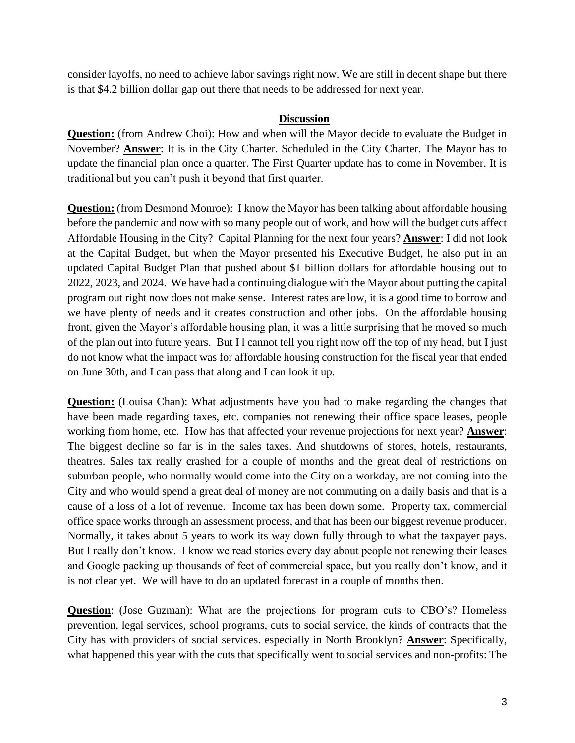consider layoffs, no need to achieve labor savings right now. We are still in decent shape but there is that $4.2 billion dollar gap out there that needs to be addressed for next year.

**Discussion**

**Question:** (from Andrew Choi): How and when will the Mayor decide to evaluate the Budget in November? **Answer**: It is in the City Charter. Scheduled in the City Charter. The Mayor has to update the financial plan once a quarter. The First Quarter update has to come in November. It is traditional but you can't push it beyond that first quarter.

**Question:** (from Desmond Monroe): I know the Mayor has been talking about affordable housing before the pandemic and now with so many people out of work, and how will the budget cuts affect Affordable Housing in the City? Capital Planning for the next four years? **Answer**: I did not look at the Capital Budget, but when the Mayor presented his Executive Budget, he also put in an updated Capital Budget Plan that pushed about $1 billion dollars for affordable housing out to 2022, 2023, and 2024. We have had a continuing dialogue with the Mayor about putting the capital program out right now does not make sense. Interest rates are low, it is a good time to borrow and we have plenty of needs and it creates construction and other jobs. On the affordable housing front, given the Mayor's affordable housing plan, it was a little surprising that he moved so much of the plan out into future years. But I l cannot tell you right now off the top of my head, but I just do not know what the impact was for affordable housing construction for the fiscal year that ended on June 30th, and I can pass that along and I can look it up.

**Question:** (Louisa Chan): What adjustments have you had to make regarding the changes that have been made regarding taxes, etc. companies not renewing their office space leases, people working from home, etc. How has that affected your revenue projections for next year? **Answer**: The biggest decline so far is in the sales taxes. And shutdowns of stores, hotels, restaurants, theatres. Sales tax really crashed for a couple of months and the great deal of restrictions on suburban people, who normally would come into the City on a workday, are not coming into the City and who would spend a great deal of money are not commuting on a daily basis and that is a cause of a loss of a lot of revenue. Income tax has been down some. Property tax, commercial office space works through an assessment process, and that has been our biggest revenue producer. Normally, it takes about 5 years to work its way down fully through to what the taxpayer pays. But I really don't know. I know we read stories every day about people not renewing their leases and Google packing up thousands of feet of commercial space, but you really don't know, and it is not clear yet. We will have to do an updated forecast in a couple of months then.

**Question**: (Jose Guzman): What are the projections for program cuts to CBO's? Homeless prevention, legal services, school programs, cuts to social service, the kinds of contracts that the City has with providers of social services. especially in North Brooklyn? **Answer**: Specifically, what happened this year with the cuts that specifically went to social services and non-profits: The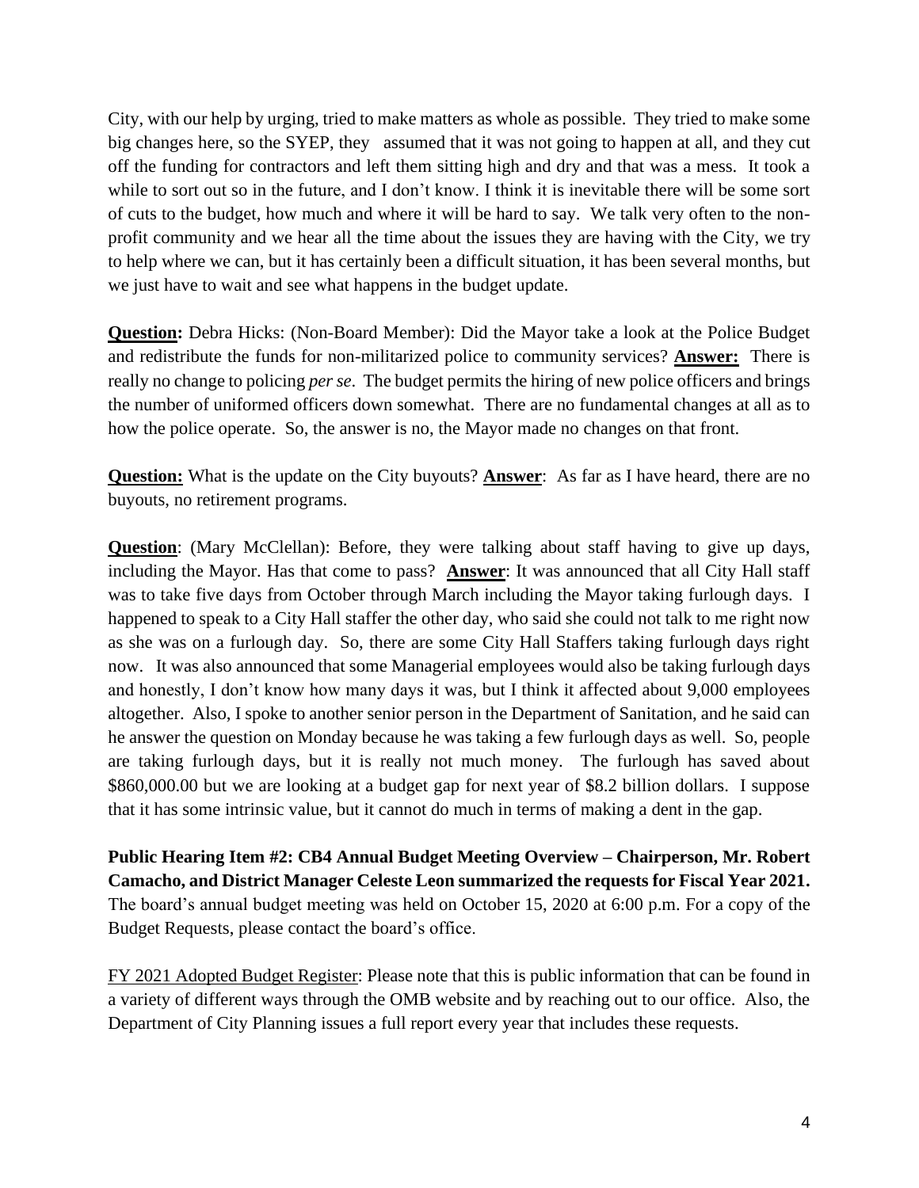City, with our help by urging, tried to make matters as whole as possible. They tried to make some big changes here, so the SYEP, they assumed that it was not going to happen at all, and they cut off the funding for contractors and left them sitting high and dry and that was a mess. It took a while to sort out so in the future, and I don't know. I think it is inevitable there will be some sort of cuts to the budget, how much and where it will be hard to say. We talk very often to the non-profit community and we hear all the time about the issues they are having with the City, we try to help where we can, but it has certainly been a difficult situation, it has been several months, but we just have to wait and see what happens in the budget update.

**Question:** Debra Hicks: (Non-Board Member): Did the Mayor take a look at the Police Budget and redistribute the funds for non-militarized police to community services? **Answer:** There is really no change to policing *per se*. The budget permits the hiring of new police officers and brings the number of uniformed officers down somewhat. There are no fundamental changes at all as to how the police operate. So, the answer is no, the Mayor made no changes on that front.

**Question:** What is the update on the City buyouts? **Answer**: As far as I have heard, there are no buyouts, no retirement programs.

**Question**: (Mary McClellan): Before, they were talking about staff having to give up days, including the Mayor. Has that come to pass? **Answer**: It was announced that all City Hall staff was to take five days from October through March including the Mayor taking furlough days. I happened to speak to a City Hall staffer the other day, who said she could not talk to me right now as she was on a furlough day. So, there are some City Hall Staffers taking furlough days right now. It was also announced that some Managerial employees would also be taking furlough days and honestly, I don't know how many days it was, but I think it affected about 9,000 employees altogether. Also, I spoke to another senior person in the Department of Sanitation, and he said can he answer the question on Monday because he was taking a few furlough days as well. So, people are taking furlough days, but it is really not much money. The furlough has saved about \$860,000.00 but we are looking at a budget gap for next year of \$8.2 billion dollars. I suppose that it has some intrinsic value, but it cannot do much in terms of making a dent in the gap.

**Public Hearing Item #2: CB4 Annual Budget Meeting Overview – Chairperson, Mr. Robert Camacho, and District Manager Celeste Leon summarized the requests for Fiscal Year 2021.** The board's annual budget meeting was held on October 15, 2020 at 6:00 p.m. For a copy of the Budget Requests, please contact the board's office.

FY 2021 Adopted Budget Register: Please note that this is public information that can be found in a variety of different ways through the OMB website and by reaching out to our office. Also, the Department of City Planning issues a full report every year that includes these requests.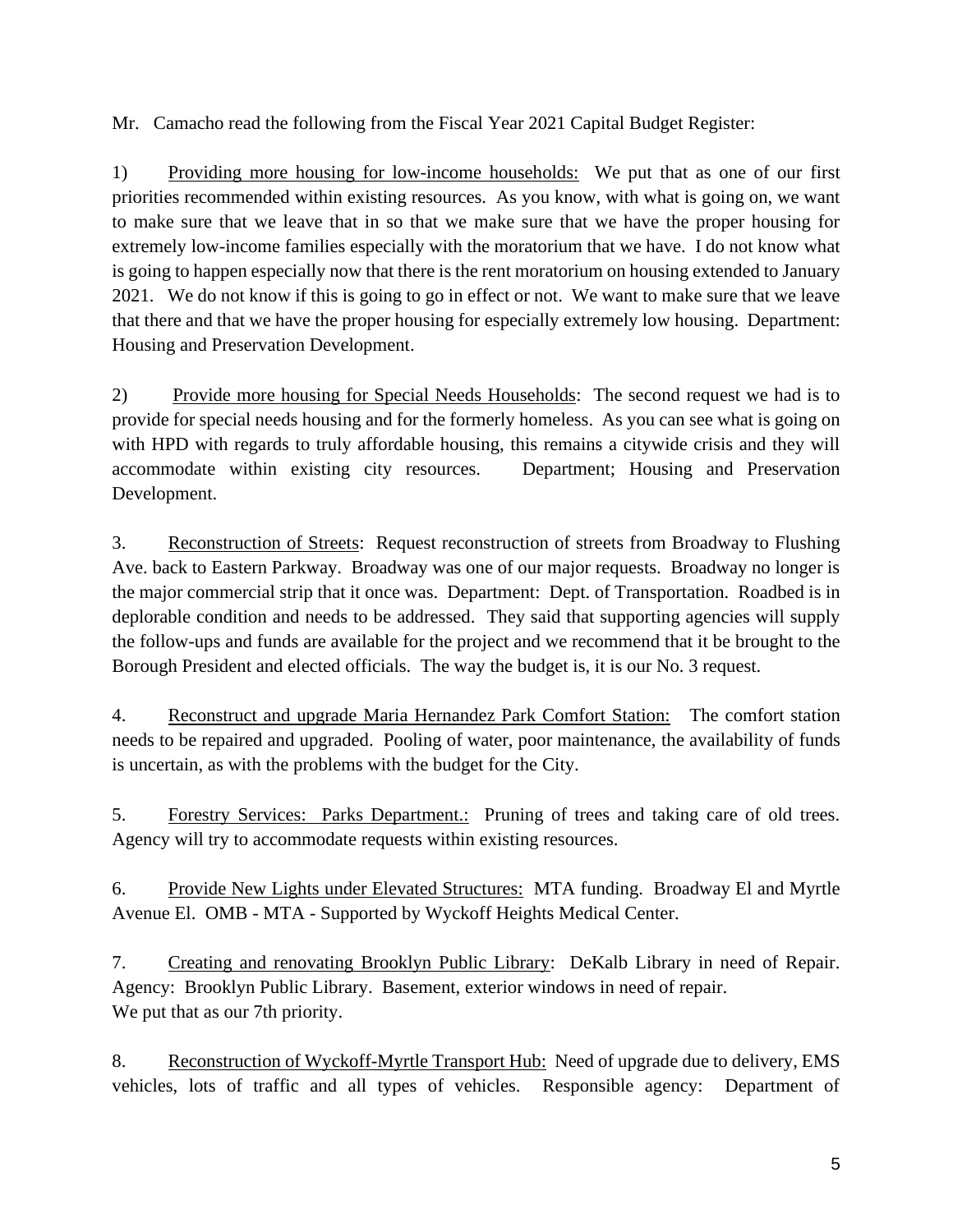Mr. Camacho read the following from the Fiscal Year 2021 Capital Budget Register:

1) Providing more housing for low-income households: We put that as one of our first priorities recommended within existing resources. As you know, with what is going on, we want to make sure that we leave that in so that we make sure that we have the proper housing for extremely low-income families especially with the moratorium that we have. I do not know what is going to happen especially now that there is the rent moratorium on housing extended to January 2021. We do not know if this is going to go in effect or not. We want to make sure that we leave that there and that we have the proper housing for especially extremely low housing. Department: Housing and Preservation Development.

2) Provide more housing for Special Needs Households: The second request we had is to provide for special needs housing and for the formerly homeless. As you can see what is going on with HPD with regards to truly affordable housing, this remains a citywide crisis and they will accommodate within existing city resources. Department; Housing and Preservation Development.

3. Reconstruction of Streets: Request reconstruction of streets from Broadway to Flushing Ave. back to Eastern Parkway. Broadway was one of our major requests. Broadway no longer is the major commercial strip that it once was. Department: Dept. of Transportation. Roadbed is in deplorable condition and needs to be addressed. They said that supporting agencies will supply the follow-ups and funds are available for the project and we recommend that it be brought to the Borough President and elected officials. The way the budget is, it is our No. 3 request.

4. Reconstruct and upgrade Maria Hernandez Park Comfort Station: The comfort station needs to be repaired and upgraded. Pooling of water, poor maintenance, the availability of funds is uncertain, as with the problems with the budget for the City.

5. Forestry Services: Parks Department.: Pruning of trees and taking care of old trees. Agency will try to accommodate requests within existing resources.

6. Provide New Lights under Elevated Structures: MTA funding. Broadway El and Myrtle Avenue El. OMB - MTA - Supported by Wyckoff Heights Medical Center.

7. Creating and renovating Brooklyn Public Library: DeKalb Library in need of Repair. Agency: Brooklyn Public Library. Basement, exterior windows in need of repair.
We put that as our 7th priority.

8. Reconstruction of Wyckoff-Myrtle Transport Hub: Need of upgrade due to delivery, EMS vehicles, lots of traffic and all types of vehicles. Responsible agency: Department of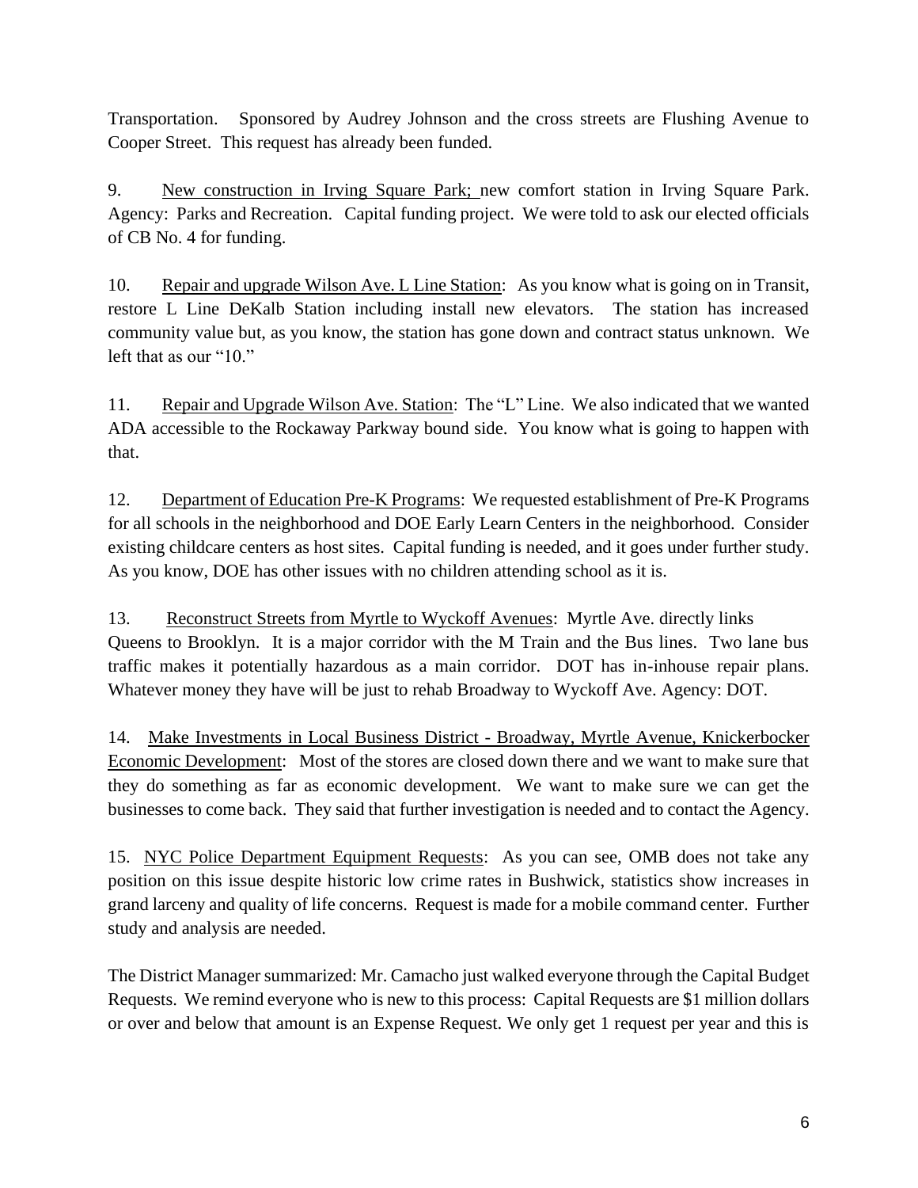Transportation. Sponsored by Audrey Johnson and the cross streets are Flushing Avenue to Cooper Street. This request has already been funded.

9. <u>New construction in Irving Square Park;</u> new comfort station in Irving Square Park. Agency: Parks and Recreation. Capital funding project. We were told to ask our elected officials of CB No. 4 for funding.

10. <u>Repair and upgrade Wilson Ave. L Line Station</u>: As you know what is going on in Transit, restore L Line DeKalb Station including install new elevators. The station has increased community value but, as you know, the station has gone down and contract status unknown. We left that as our "10."

11. <u>Repair and Upgrade Wilson Ave. Station</u>: The "L" Line. We also indicated that we wanted ADA accessible to the Rockaway Parkway bound side. You know what is going to happen with that.

12. <u>Department of Education Pre-K Programs</u>: We requested establishment of Pre-K Programs for all schools in the neighborhood and DOE Early Learn Centers in the neighborhood. Consider existing childcare centers as host sites. Capital funding is needed, and it goes under further study. As you know, DOE has other issues with no children attending school as it is.

13. <u>Reconstruct Streets from Myrtle to Wyckoff Avenues</u>: Myrtle Ave. directly links Queens to Brooklyn. It is a major corridor with the M Train and the Bus lines. Two lane bus traffic makes it potentially hazardous as a main corridor. DOT has in-inhouse repair plans. Whatever money they have will be just to rehab Broadway to Wyckoff Ave. Agency: DOT.

14. <u>Make Investments in Local Business District - Broadway, Myrtle Avenue, Knickerbocker Economic Development</u>: Most of the stores are closed down there and we want to make sure that they do something as far as economic development. We want to make sure we can get the businesses to come back. They said that further investigation is needed and to contact the Agency.

15. <u>NYC Police Department Equipment Requests</u>: As you can see, OMB does not take any position on this issue despite historic low crime rates in Bushwick, statistics show increases in grand larceny and quality of life concerns. Request is made for a mobile command center. Further study and analysis are needed.

The District Manager summarized: Mr. Camacho just walked everyone through the Capital Budget Requests. We remind everyone who is new to this process: Capital Requests are $1 million dollars or over and below that amount is an Expense Request. We only get 1 request per year and this is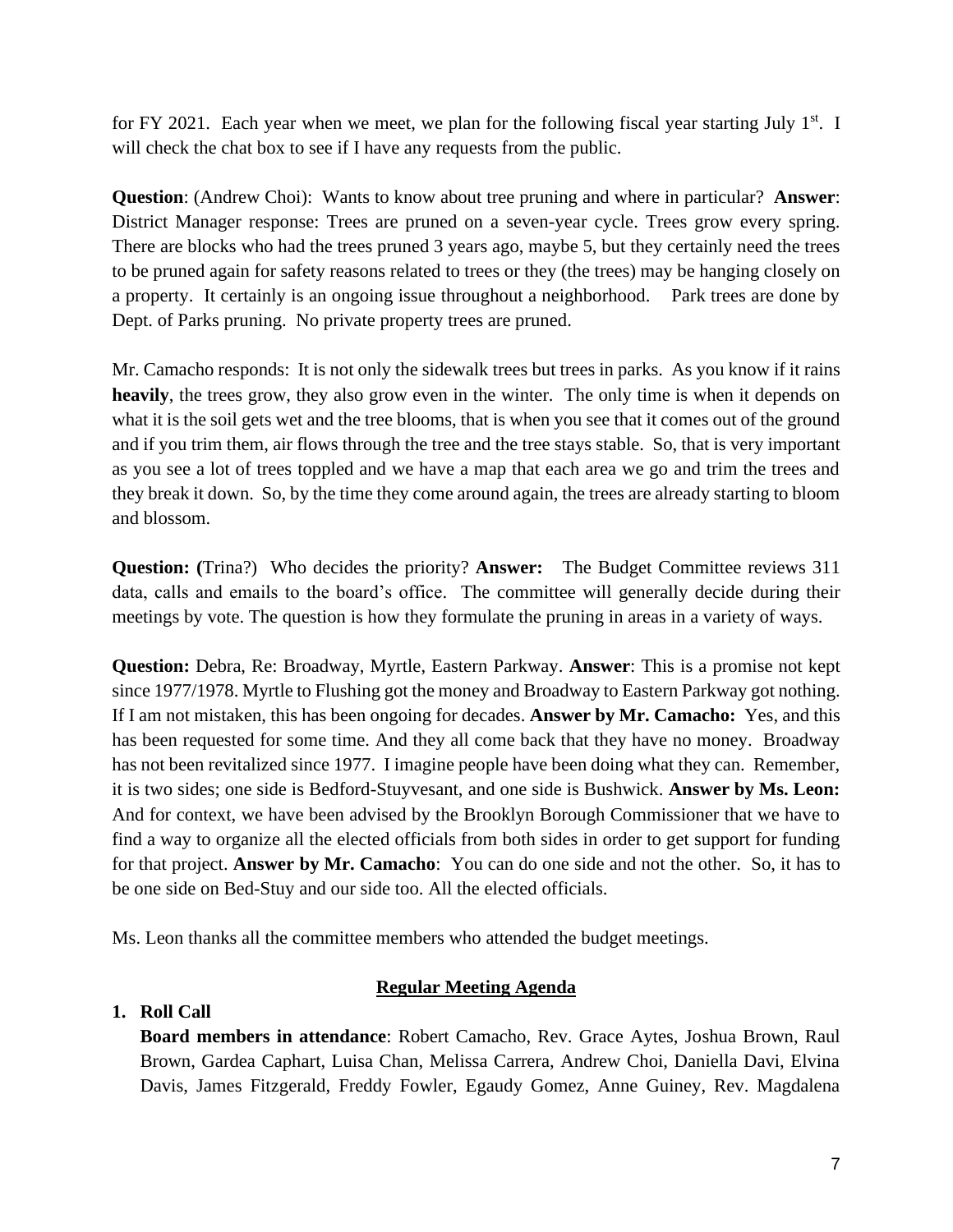for FY 2021. Each year when we meet, we plan for the following fiscal year starting July 1st. I will check the chat box to see if I have any requests from the public.

**Question**: (Andrew Choi): Wants to know about tree pruning and where in particular? **Answer**: District Manager response: Trees are pruned on a seven-year cycle. Trees grow every spring. There are blocks who had the trees pruned 3 years ago, maybe 5, but they certainly need the trees to be pruned again for safety reasons related to trees or they (the trees) may be hanging closely on a property. It certainly is an ongoing issue throughout a neighborhood. Park trees are done by Dept. of Parks pruning. No private property trees are pruned.

Mr. Camacho responds: It is not only the sidewalk trees but trees in parks. As you know if it rains **heavily**, the trees grow, they also grow even in the winter. The only time is when it depends on what it is the soil gets wet and the tree blooms, that is when you see that it comes out of the ground and if you trim them, air flows through the tree and the tree stays stable. So, that is very important as you see a lot of trees toppled and we have a map that each area we go and trim the trees and they break it down. So, by the time they come around again, the trees are already starting to bloom and blossom.

**Question: (**Trina?) Who decides the priority? **Answer:** The Budget Committee reviews 311 data, calls and emails to the board's office. The committee will generally decide during their meetings by vote. The question is how they formulate the pruning in areas in a variety of ways.

**Question:** Debra, Re: Broadway, Myrtle, Eastern Parkway. **Answer**: This is a promise not kept since 1977/1978. Myrtle to Flushing got the money and Broadway to Eastern Parkway got nothing. If I am not mistaken, this has been ongoing for decades. **Answer by Mr. Camacho:** Yes, and this has been requested for some time. And they all come back that they have no money. Broadway has not been revitalized since 1977. I imagine people have been doing what they can. Remember, it is two sides; one side is Bedford-Stuyvesant, and one side is Bushwick. **Answer by Ms. Leon:** And for context, we have been advised by the Brooklyn Borough Commissioner that we have to find a way to organize all the elected officials from both sides in order to get support for funding for that project. **Answer by Mr. Camacho**: You can do one side and not the other. So, it has to be one side on Bed-Stuy and our side too. All the elected officials.

Ms. Leon thanks all the committee members who attended the budget meetings.

## Regular Meeting Agenda

1. **Roll Call**

   **Board members in attendance**: Robert Camacho, Rev. Grace Aytes, Joshua Brown, Raul Brown, Gardea Caphart, Luisa Chan, Melissa Carrera, Andrew Choi, Daniella Davi, Elvina Davis, James Fitzgerald, Freddy Fowler, Egaudy Gomez, Anne Guiney, Rev. Magdalena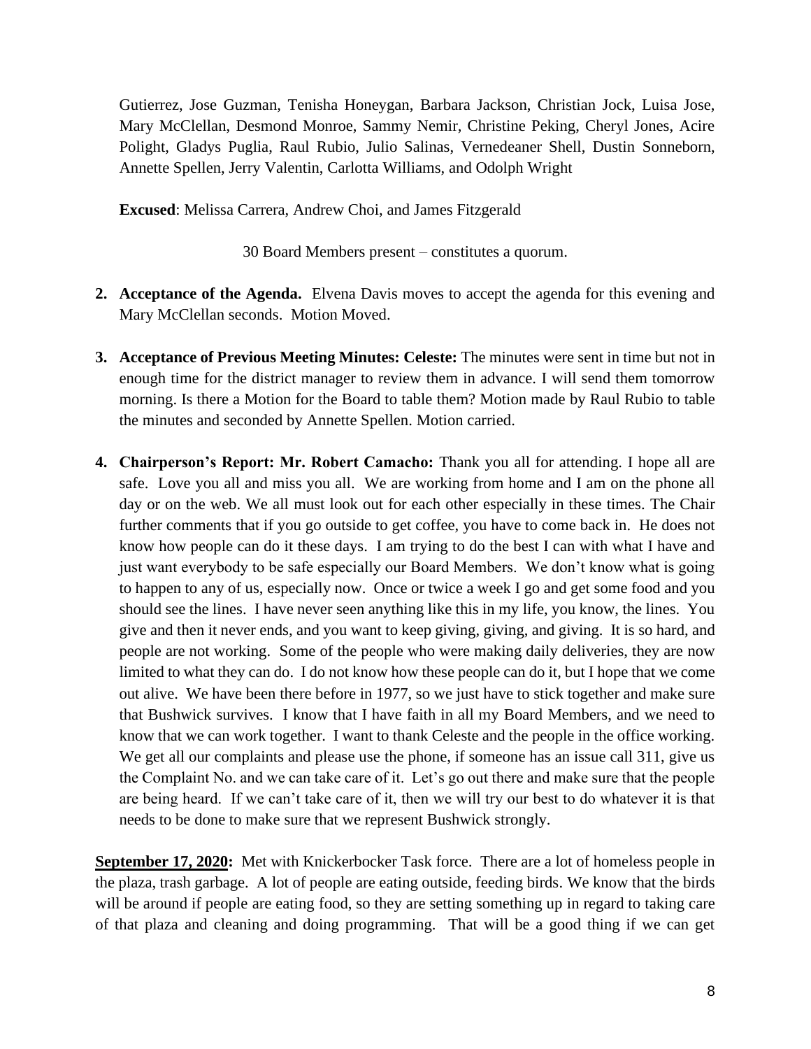Gutierrez, Jose Guzman, Tenisha Honeygan, Barbara Jackson, Christian Jock, Luisa Jose, Mary McClellan, Desmond Monroe, Sammy Nemir, Christine Peking, Cheryl Jones, Acire Polight, Gladys Puglia, Raul Rubio, Julio Salinas, Vernedeaner Shell, Dustin Sonneborn, Annette Spellen, Jerry Valentin, Carlotta Williams, and Odolph Wright

**Excused**: Melissa Carrera, Andrew Choi, and James Fitzgerald

30 Board Members present – constitutes a quorum.

2. **Acceptance of the Agenda.** Elvena Davis moves to accept the agenda for this evening and Mary McClellan seconds. Motion Moved.

3. **Acceptance of Previous Meeting Minutes: Celeste:** The minutes were sent in time but not in enough time for the district manager to review them in advance. I will send them tomorrow morning. Is there a Motion for the Board to table them? Motion made by Raul Rubio to table the minutes and seconded by Annette Spellen. Motion carried.

4. **Chairperson's Report: Mr. Robert Camacho:** Thank you all for attending. I hope all are safe. Love you all and miss you all. We are working from home and I am on the phone all day or on the web. We all must look out for each other especially in these times. The Chair further comments that if you go outside to get coffee, you have to come back in. He does not know how people can do it these days. I am trying to do the best I can with what I have and just want everybody to be safe especially our Board Members. We don't know what is going to happen to any of us, especially now. Once or twice a week I go and get some food and you should see the lines. I have never seen anything like this in my life, you know, the lines. You give and then it never ends, and you want to keep giving, giving, and giving. It is so hard, and people are not working. Some of the people who were making daily deliveries, they are now limited to what they can do. I do not know how these people can do it, but I hope that we come out alive. We have been there before in 1977, so we just have to stick together and make sure that Bushwick survives. I know that I have faith in all my Board Members, and we need to know that we can work together. I want to thank Celeste and the people in the office working. We get all our complaints and please use the phone, if someone has an issue call 311, give us the Complaint No. and we can take care of it. Let's go out there and make sure that the people are being heard. If we can't take care of it, then we will try our best to do whatever it is that needs to be done to make sure that we represent Bushwick strongly.

**September 17, 2020:** Met with Knickerbocker Task force. There are a lot of homeless people in the plaza, trash garbage. A lot of people are eating outside, feeding birds. We know that the birds will be around if people are eating food, so they are setting something up in regard to taking care of that plaza and cleaning and doing programming. That will be a good thing if we can get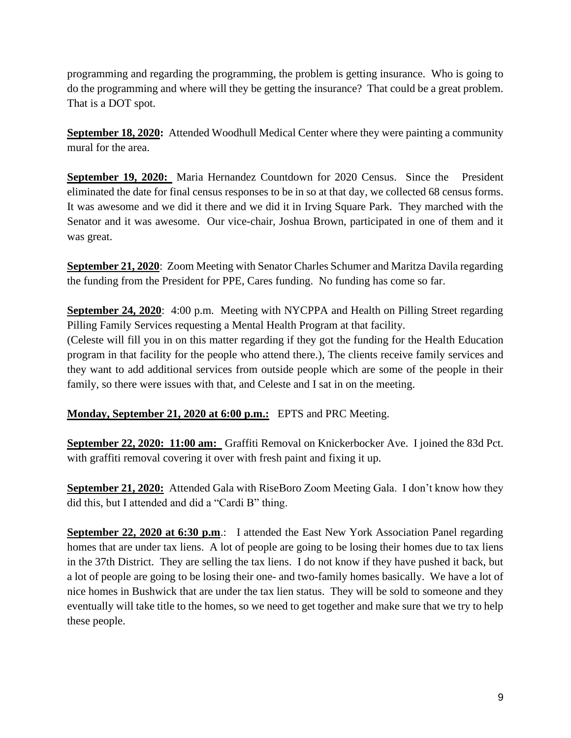programming and regarding the programming, the problem is getting insurance. Who is going to do the programming and where will they be getting the insurance? That could be a great problem. That is a DOT spot.

**September 18, 2020:** Attended Woodhull Medical Center where they were painting a community mural for the area.

**September 19, 2020:** Maria Hernandez Countdown for 2020 Census. Since the President eliminated the date for final census responses to be in so at that day, we collected 68 census forms. It was awesome and we did it there and we did it in Irving Square Park. They marched with the Senator and it was awesome. Our vice-chair, Joshua Brown, participated in one of them and it was great.

**September 21, 2020**: Zoom Meeting with Senator Charles Schumer and Maritza Davila regarding the funding from the President for PPE, Cares funding. No funding has come so far.

**September 24, 2020**: 4:00 p.m. Meeting with NYCPPA and Health on Pilling Street regarding Pilling Family Services requesting a Mental Health Program at that facility.
(Celeste will fill you in on this matter regarding if they got the funding for the Health Education program in that facility for the people who attend there.), The clients receive family services and they want to add additional services from outside people which are some of the people in their family, so there were issues with that, and Celeste and I sat in on the meeting.

**Monday, September 21, 2020 at 6:00 p.m.:** EPTS and PRC Meeting.

**September 22, 2020: 11:00 am:** Graffiti Removal on Knickerbocker Ave. I joined the 83d Pct. with graffiti removal covering it over with fresh paint and fixing it up.

**September 21, 2020:** Attended Gala with RiseBoro Zoom Meeting Gala. I don't know how they did this, but I attended and did a "Cardi B" thing.

**September 22, 2020 at 6:30 p.m**.: I attended the East New York Association Panel regarding homes that are under tax liens. A lot of people are going to be losing their homes due to tax liens in the 37th District. They are selling the tax liens. I do not know if they have pushed it back, but a lot of people are going to be losing their one- and two-family homes basically. We have a lot of nice homes in Bushwick that are under the tax lien status. They will be sold to someone and they eventually will take title to the homes, so we need to get together and make sure that we try to help these people.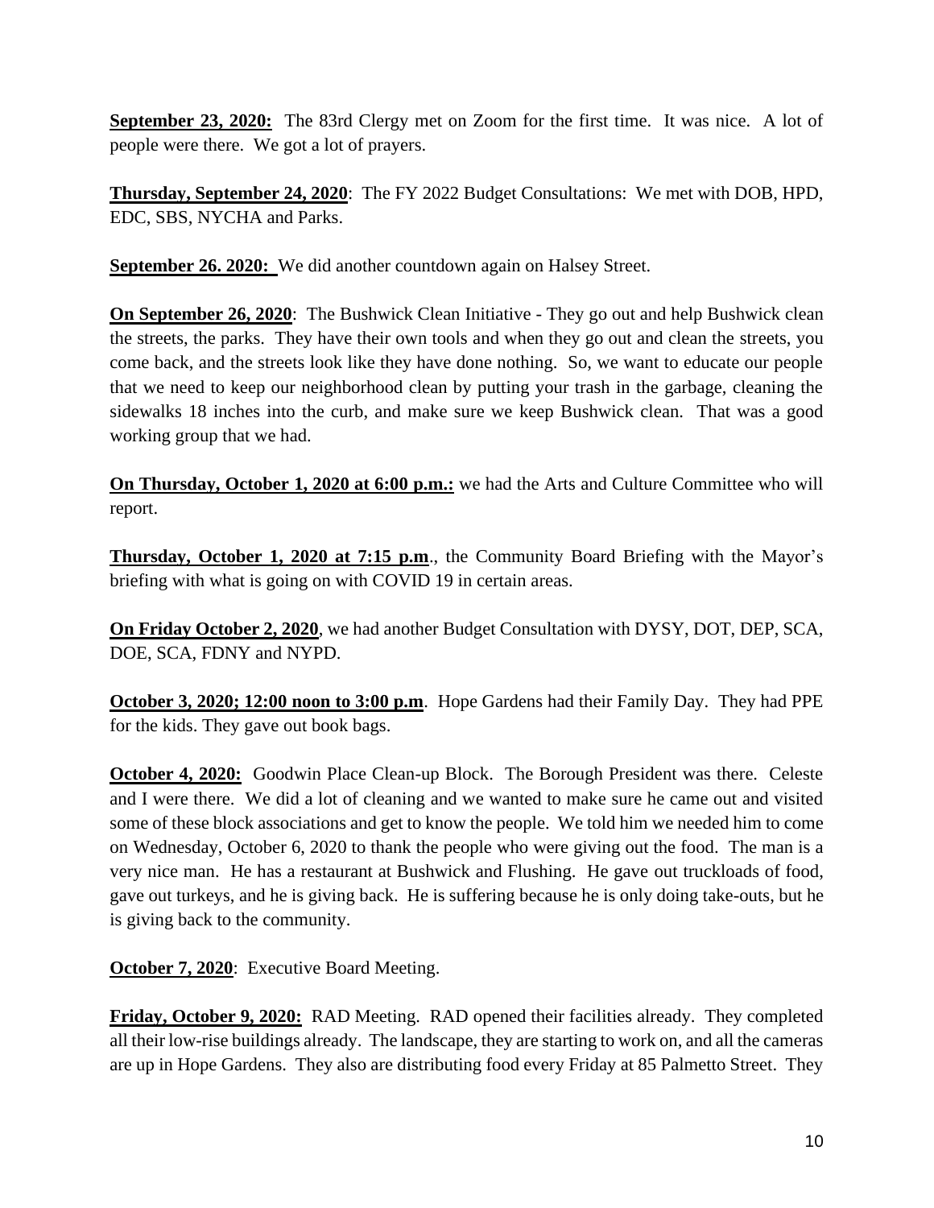**September 23, 2020:** The 83rd Clergy met on Zoom for the first time. It was nice. A lot of people were there. We got a lot of prayers.

**Thursday, September 24, 2020**: The FY 2022 Budget Consultations: We met with DOB, HPD, EDC, SBS, NYCHA and Parks.

**September 26. 2020:** We did another countdown again on Halsey Street.

**On September 26, 2020**: The Bushwick Clean Initiative - They go out and help Bushwick clean the streets, the parks. They have their own tools and when they go out and clean the streets, you come back, and the streets look like they have done nothing. So, we want to educate our people that we need to keep our neighborhood clean by putting your trash in the garbage, cleaning the sidewalks 18 inches into the curb, and make sure we keep Bushwick clean. That was a good working group that we had.

**On Thursday, October 1, 2020 at 6:00 p.m.:** we had the Arts and Culture Committee who will report.

**Thursday, October 1, 2020 at 7:15 p.m**., the Community Board Briefing with the Mayor's briefing with what is going on with COVID 19 in certain areas.

**On Friday October 2, 2020**, we had another Budget Consultation with DYSY, DOT, DEP, SCA, DOE, SCA, FDNY and NYPD.

**October 3, 2020; 12:00 noon to 3:00 p.m**. Hope Gardens had their Family Day. They had PPE for the kids. They gave out book bags.

**October 4, 2020:** Goodwin Place Clean-up Block. The Borough President was there. Celeste and I were there. We did a lot of cleaning and we wanted to make sure he came out and visited some of these block associations and get to know the people. We told him we needed him to come on Wednesday, October 6, 2020 to thank the people who were giving out the food. The man is a very nice man. He has a restaurant at Bushwick and Flushing. He gave out truckloads of food, gave out turkeys, and he is giving back. He is suffering because he is only doing take-outs, but he is giving back to the community.

**October 7, 2020**: Executive Board Meeting.

**Friday, October 9, 2020:** RAD Meeting. RAD opened their facilities already. They completed all their low-rise buildings already. The landscape, they are starting to work on, and all the cameras are up in Hope Gardens. They also are distributing food every Friday at 85 Palmetto Street. They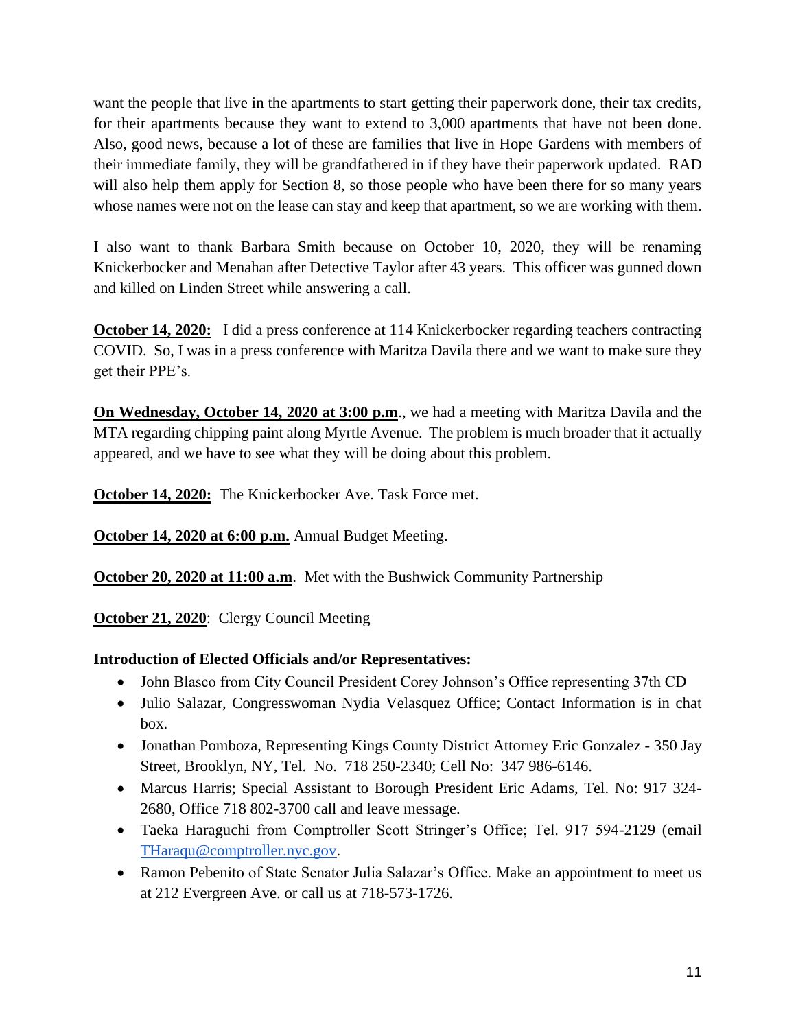want the people that live in the apartments to start getting their paperwork done, their tax credits, for their apartments because they want to extend to 3,000 apartments that have not been done. Also, good news, because a lot of these are families that live in Hope Gardens with members of their immediate family, they will be grandfathered in if they have their paperwork updated. RAD will also help them apply for Section 8, so those people who have been there for so many years whose names were not on the lease can stay and keep that apartment, so we are working with them.

I also want to thank Barbara Smith because on October 10, 2020, they will be renaming Knickerbocker and Menahan after Detective Taylor after 43 years. This officer was gunned down and killed on Linden Street while answering a call.

**October 14, 2020:** I did a press conference at 114 Knickerbocker regarding teachers contracting COVID. So, I was in a press conference with Maritza Davila there and we want to make sure they get their PPE's.

**On Wednesday, October 14, 2020 at 3:00 p.m**., we had a meeting with Maritza Davila and the MTA regarding chipping paint along Myrtle Avenue. The problem is much broader that it actually appeared, and we have to see what they will be doing about this problem.

**October 14, 2020:** The Knickerbocker Ave. Task Force met.

**October 14, 2020 at 6:00 p.m.** Annual Budget Meeting.

**October 20, 2020 at 11:00 a.m**. Met with the Bushwick Community Partnership

**October 21, 2020**: Clergy Council Meeting

**Introduction of Elected Officials and/or Representatives:**

- John Blasco from City Council President Corey Johnson's Office representing 37th CD
- Julio Salazar, Congresswoman Nydia Velasquez Office; Contact Information is in chat box.
- Jonathan Pomboza, Representing Kings County District Attorney Eric Gonzalez - 350 Jay Street, Brooklyn, NY, Tel. No. 718 250-2340; Cell No: 347 986-6146.
- Marcus Harris; Special Assistant to Borough President Eric Adams, Tel. No: 917 324-2680, Office 718 802-3700 call and leave message.
- Taeka Haraguchi from Comptroller Scott Stringer's Office; Tel. 917 594-2129 (email THaraqu@comptroller.nyc.gov.
- Ramon Pebenito of State Senator Julia Salazar's Office. Make an appointment to meet us at 212 Evergreen Ave. or call us at 718-573-1726.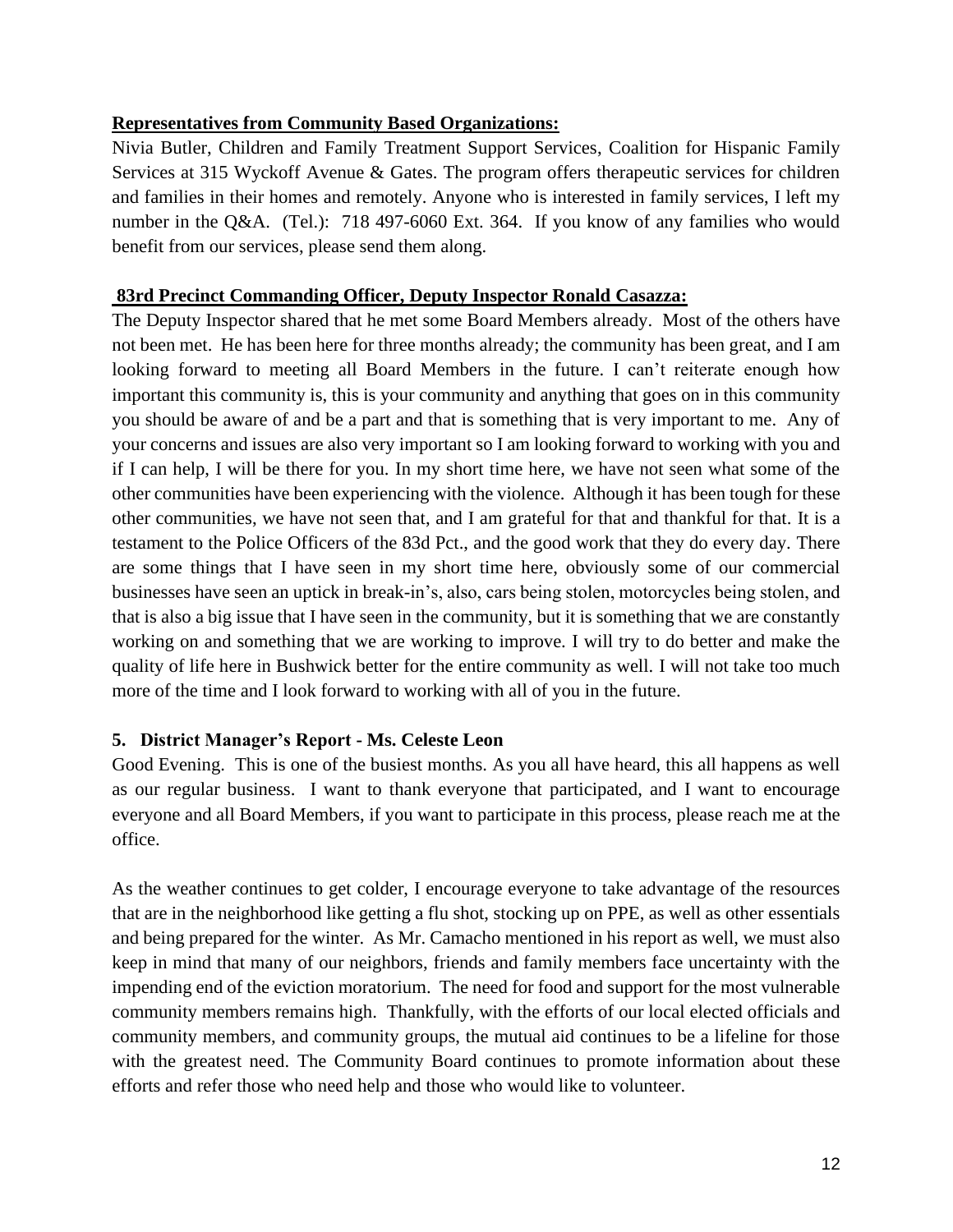**Representatives from Community Based Organizations:**

Nivia Butler, Children and Family Treatment Support Services, Coalition for Hispanic Family Services at 315 Wyckoff Avenue & Gates. The program offers therapeutic services for children and families in their homes and remotely. Anyone who is interested in family services, I left my number in the Q&A. (Tel.): 718 497-6060 Ext. 364. If you know of any families who would benefit from our services, please send them along.

**83rd Precinct Commanding Officer, Deputy Inspector Ronald Casazza:**

The Deputy Inspector shared that he met some Board Members already. Most of the others have not been met. He has been here for three months already; the community has been great, and I am looking forward to meeting all Board Members in the future. I can't reiterate enough how important this community is, this is your community and anything that goes on in this community you should be aware of and be a part and that is something that is very important to me. Any of your concerns and issues are also very important so I am looking forward to working with you and if I can help, I will be there for you. In my short time here, we have not seen what some of the other communities have been experiencing with the violence. Although it has been tough for these other communities, we have not seen that, and I am grateful for that and thankful for that. It is a testament to the Police Officers of the 83d Pct., and the good work that they do every day. There are some things that I have seen in my short time here, obviously some of our commercial businesses have seen an uptick in break-in's, also, cars being stolen, motorcycles being stolen, and that is also a big issue that I have seen in the community, but it is something that we are constantly working on and something that we are working to improve. I will try to do better and make the quality of life here in Bushwick better for the entire community as well. I will not take too much more of the time and I look forward to working with all of you in the future.

**5. District Manager's Report - Ms. Celeste Leon**

Good Evening. This is one of the busiest months. As you all have heard, this all happens as well as our regular business. I want to thank everyone that participated, and I want to encourage everyone and all Board Members, if you want to participate in this process, please reach me at the office.

As the weather continues to get colder, I encourage everyone to take advantage of the resources that are in the neighborhood like getting a flu shot, stocking up on PPE, as well as other essentials and being prepared for the winter. As Mr. Camacho mentioned in his report as well, we must also keep in mind that many of our neighbors, friends and family members face uncertainty with the impending end of the eviction moratorium. The need for food and support for the most vulnerable community members remains high. Thankfully, with the efforts of our local elected officials and community members, and community groups, the mutual aid continues to be a lifeline for those with the greatest need. The Community Board continues to promote information about these efforts and refer those who need help and those who would like to volunteer.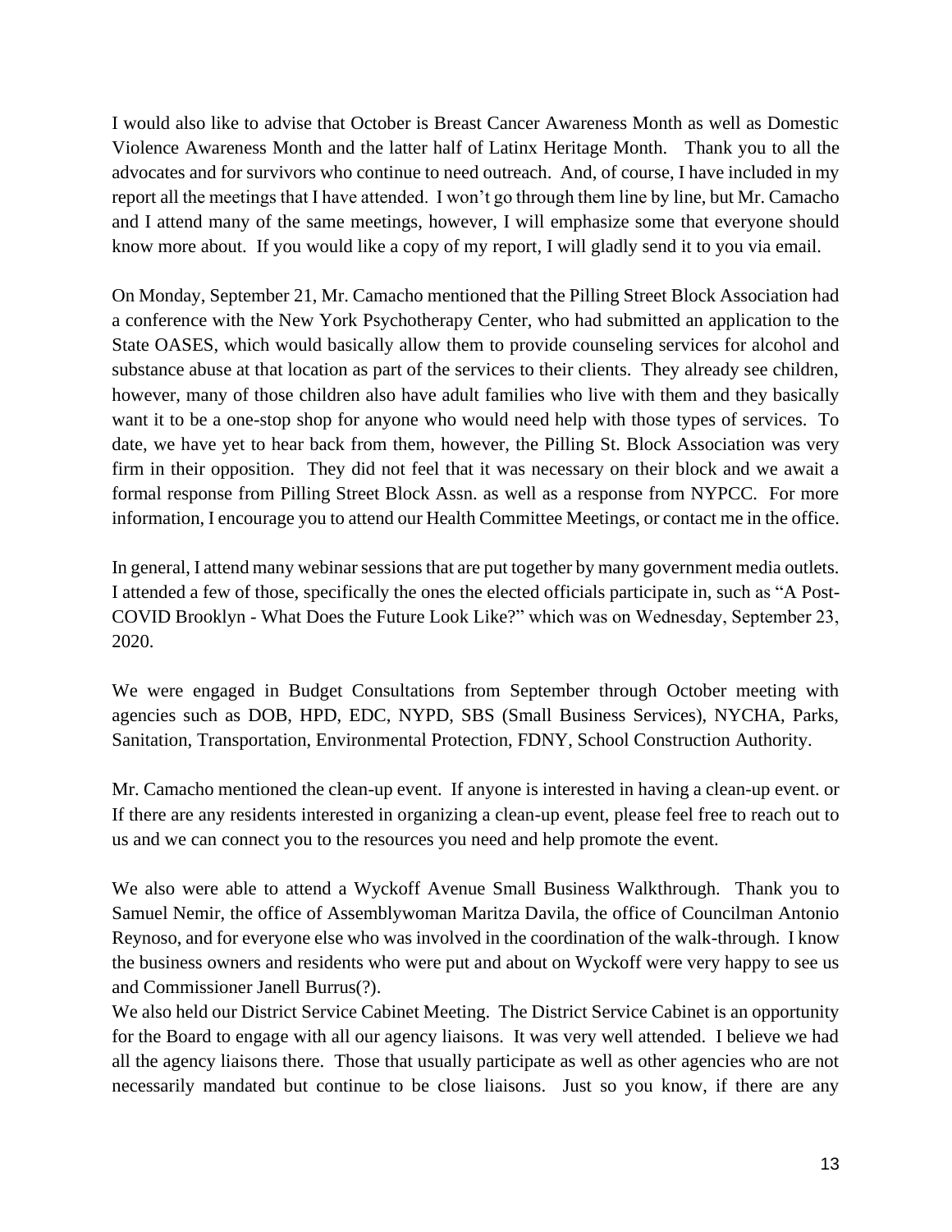I would also like to advise that October is Breast Cancer Awareness Month as well as Domestic Violence Awareness Month and the latter half of Latinx Heritage Month. Thank you to all the advocates and for survivors who continue to need outreach. And, of course, I have included in my report all the meetings that I have attended. I won't go through them line by line, but Mr. Camacho and I attend many of the same meetings, however, I will emphasize some that everyone should know more about. If you would like a copy of my report, I will gladly send it to you via email.

On Monday, September 21, Mr. Camacho mentioned that the Pilling Street Block Association had a conference with the New York Psychotherapy Center, who had submitted an application to the State OASES, which would basically allow them to provide counseling services for alcohol and substance abuse at that location as part of the services to their clients. They already see children, however, many of those children also have adult families who live with them and they basically want it to be a one-stop shop for anyone who would need help with those types of services. To date, we have yet to hear back from them, however, the Pilling St. Block Association was very firm in their opposition. They did not feel that it was necessary on their block and we await a formal response from Pilling Street Block Assn. as well as a response from NYPCC. For more information, I encourage you to attend our Health Committee Meetings, or contact me in the office.

In general, I attend many webinar sessions that are put together by many government media outlets. I attended a few of those, specifically the ones the elected officials participate in, such as "A Post-COVID Brooklyn - What Does the Future Look Like?" which was on Wednesday, September 23, 2020.

We were engaged in Budget Consultations from September through October meeting with agencies such as DOB, HPD, EDC, NYPD, SBS (Small Business Services), NYCHA, Parks, Sanitation, Transportation, Environmental Protection, FDNY, School Construction Authority.

Mr. Camacho mentioned the clean-up event. If anyone is interested in having a clean-up event. or If there are any residents interested in organizing a clean-up event, please feel free to reach out to us and we can connect you to the resources you need and help promote the event.

We also were able to attend a Wyckoff Avenue Small Business Walkthrough. Thank you to Samuel Nemir, the office of Assemblywoman Maritza Davila, the office of Councilman Antonio Reynoso, and for everyone else who was involved in the coordination of the walk-through. I know the business owners and residents who were put and about on Wyckoff were very happy to see us and Commissioner Janell Burrus(?).
We also held our District Service Cabinet Meeting. The District Service Cabinet is an opportunity for the Board to engage with all our agency liaisons. It was very well attended. I believe we had all the agency liaisons there. Those that usually participate as well as other agencies who are not necessarily mandated but continue to be close liaisons. Just so you know, if there are any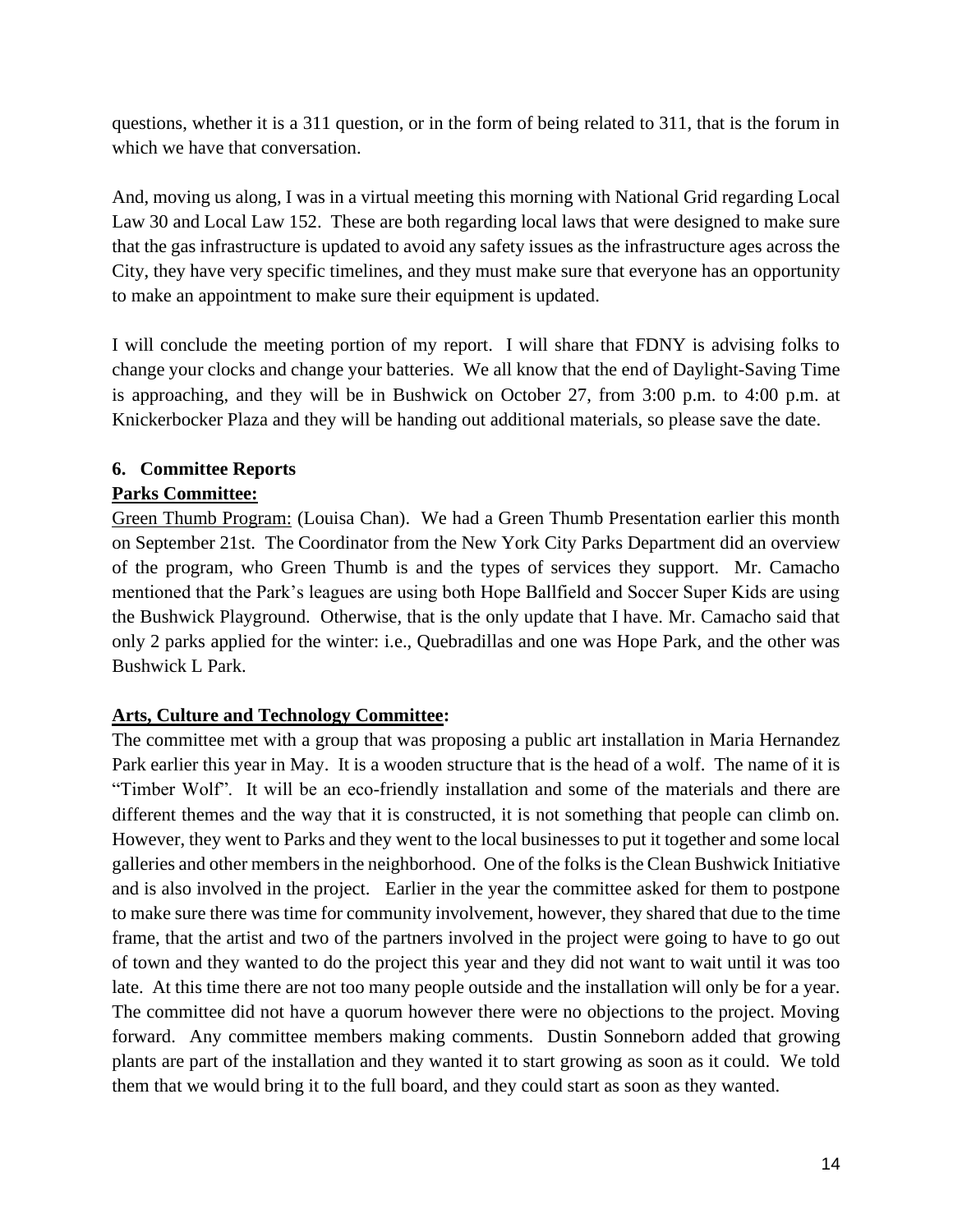questions, whether it is a 311 question, or in the form of being related to 311, that is the forum in which we have that conversation.

And, moving us along, I was in a virtual meeting this morning with National Grid regarding Local Law 30 and Local Law 152. These are both regarding local laws that were designed to make sure that the gas infrastructure is updated to avoid any safety issues as the infrastructure ages across the City, they have very specific timelines, and they must make sure that everyone has an opportunity to make an appointment to make sure their equipment is updated.

I will conclude the meeting portion of my report. I will share that FDNY is advising folks to change your clocks and change your batteries. We all know that the end of Daylight-Saving Time is approaching, and they will be in Bushwick on October 27, from 3:00 p.m. to 4:00 p.m. at Knickerbocker Plaza and they will be handing out additional materials, so please save the date.

**6. Committee Reports**

**Parks Committee:**

Green Thumb Program: (Louisa Chan). We had a Green Thumb Presentation earlier this month on September 21st. The Coordinator from the New York City Parks Department did an overview of the program, who Green Thumb is and the types of services they support. Mr. Camacho mentioned that the Park's leagues are using both Hope Ballfield and Soccer Super Kids are using the Bushwick Playground. Otherwise, that is the only update that I have. Mr. Camacho said that only 2 parks applied for the winter: i.e., Quebradillas and one was Hope Park, and the other was Bushwick L Park.

**Arts, Culture and Technology Committee:**

The committee met with a group that was proposing a public art installation in Maria Hernandez Park earlier this year in May. It is a wooden structure that is the head of a wolf. The name of it is "Timber Wolf". It will be an eco-friendly installation and some of the materials and there are different themes and the way that it is constructed, it is not something that people can climb on. However, they went to Parks and they went to the local businesses to put it together and some local galleries and other members in the neighborhood. One of the folks is the Clean Bushwick Initiative and is also involved in the project. Earlier in the year the committee asked for them to postpone to make sure there was time for community involvement, however, they shared that due to the time frame, that the artist and two of the partners involved in the project were going to have to go out of town and they wanted to do the project this year and they did not want to wait until it was too late. At this time there are not too many people outside and the installation will only be for a year. The committee did not have a quorum however there were no objections to the project. Moving forward. Any committee members making comments. Dustin Sonneborn added that growing plants are part of the installation and they wanted it to start growing as soon as it could. We told them that we would bring it to the full board, and they could start as soon as they wanted.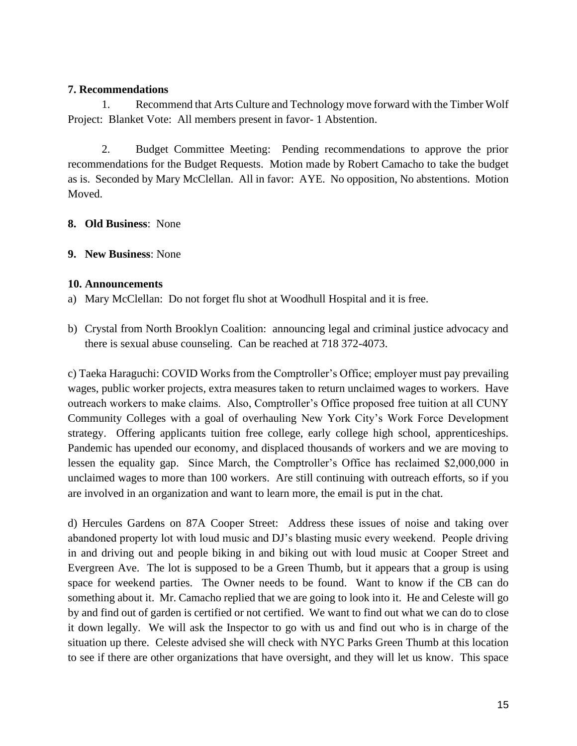**7. Recommendations**

1. Recommend that Arts Culture and Technology move forward with the Timber Wolf Project: Blanket Vote: All members present in favor- 1 Abstention.

2. Budget Committee Meeting: Pending recommendations to approve the prior recommendations for the Budget Requests. Motion made by Robert Camacho to take the budget as is. Seconded by Mary McClellan. All in favor: AYE. No opposition, No abstentions. Motion Moved.

**8. Old Business**: None

**9. New Business**: None

**10. Announcements**

a) Mary McClellan: Do not forget flu shot at Woodhull Hospital and it is free.

b) Crystal from North Brooklyn Coalition: announcing legal and criminal justice advocacy and there is sexual abuse counseling. Can be reached at 718 372-4073.

c) Taeka Haraguchi: COVID Works from the Comptroller's Office; employer must pay prevailing wages, public worker projects, extra measures taken to return unclaimed wages to workers. Have outreach workers to make claims. Also, Comptroller's Office proposed free tuition at all CUNY Community Colleges with a goal of overhauling New York City's Work Force Development strategy. Offering applicants tuition free college, early college high school, apprenticeships. Pandemic has upended our economy, and displaced thousands of workers and we are moving to lessen the equality gap. Since March, the Comptroller's Office has reclaimed $2,000,000 in unclaimed wages to more than 100 workers. Are still continuing with outreach efforts, so if you are involved in an organization and want to learn more, the email is put in the chat.

d) Hercules Gardens on 87A Cooper Street: Address these issues of noise and taking over abandoned property lot with loud music and DJ's blasting music every weekend. People driving in and driving out and people biking in and biking out with loud music at Cooper Street and Evergreen Ave. The lot is supposed to be a Green Thumb, but it appears that a group is using space for weekend parties. The Owner needs to be found. Want to know if the CB can do something about it. Mr. Camacho replied that we are going to look into it. He and Celeste will go by and find out of garden is certified or not certified. We want to find out what we can do to close it down legally. We will ask the Inspector to go with us and find out who is in charge of the situation up there. Celeste advised she will check with NYC Parks Green Thumb at this location to see if there are other organizations that have oversight, and they will let us know. This space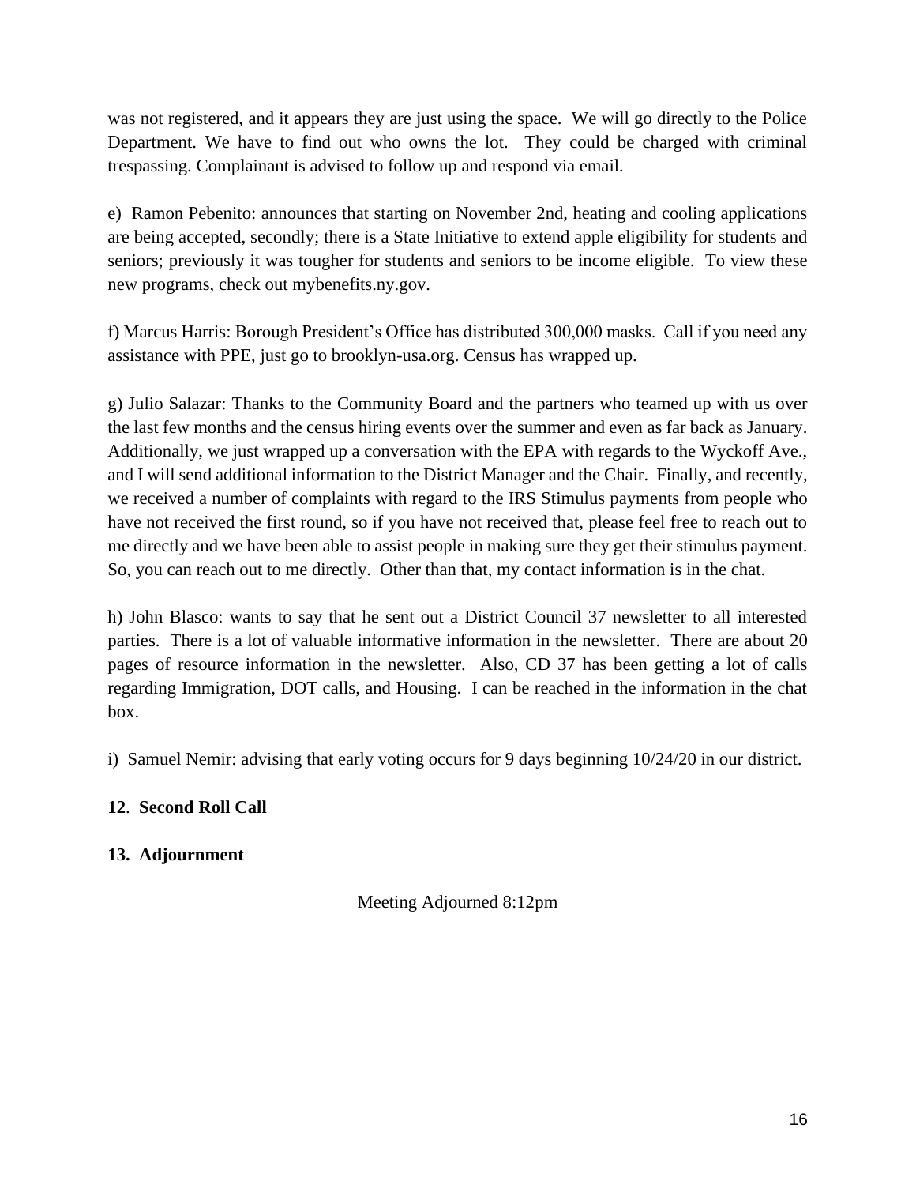was not registered, and it appears they are just using the space. We will go directly to the Police Department. We have to find out who owns the lot. They could be charged with criminal trespassing. Complainant is advised to follow up and respond via email.

e) Ramon Pebenito: announces that starting on November 2nd, heating and cooling applications are being accepted, secondly; there is a State Initiative to extend apple eligibility for students and seniors; previously it was tougher for students and seniors to be income eligible. To view these new programs, check out mybenefits.ny.gov.

f) Marcus Harris: Borough President's Office has distributed 300,000 masks. Call if you need any assistance with PPE, just go to brooklyn-usa.org. Census has wrapped up.

g) Julio Salazar: Thanks to the Community Board and the partners who teamed up with us over the last few months and the census hiring events over the summer and even as far back as January. Additionally, we just wrapped up a conversation with the EPA with regards to the Wyckoff Ave., and I will send additional information to the District Manager and the Chair. Finally, and recently, we received a number of complaints with regard to the IRS Stimulus payments from people who have not received the first round, so if you have not received that, please feel free to reach out to me directly and we have been able to assist people in making sure they get their stimulus payment. So, you can reach out to me directly. Other than that, my contact information is in the chat.

h) John Blasco: wants to say that he sent out a District Council 37 newsletter to all interested parties. There is a lot of valuable informative information in the newsletter. There are about 20 pages of resource information in the newsletter. Also, CD 37 has been getting a lot of calls regarding Immigration, DOT calls, and Housing. I can be reached in the information in the chat box.

i) Samuel Nemir: advising that early voting occurs for 9 days beginning 10/24/20 in our district.

**12**. **Second Roll Call**

**13. Adjournment**

Meeting Adjourned 8:12pm